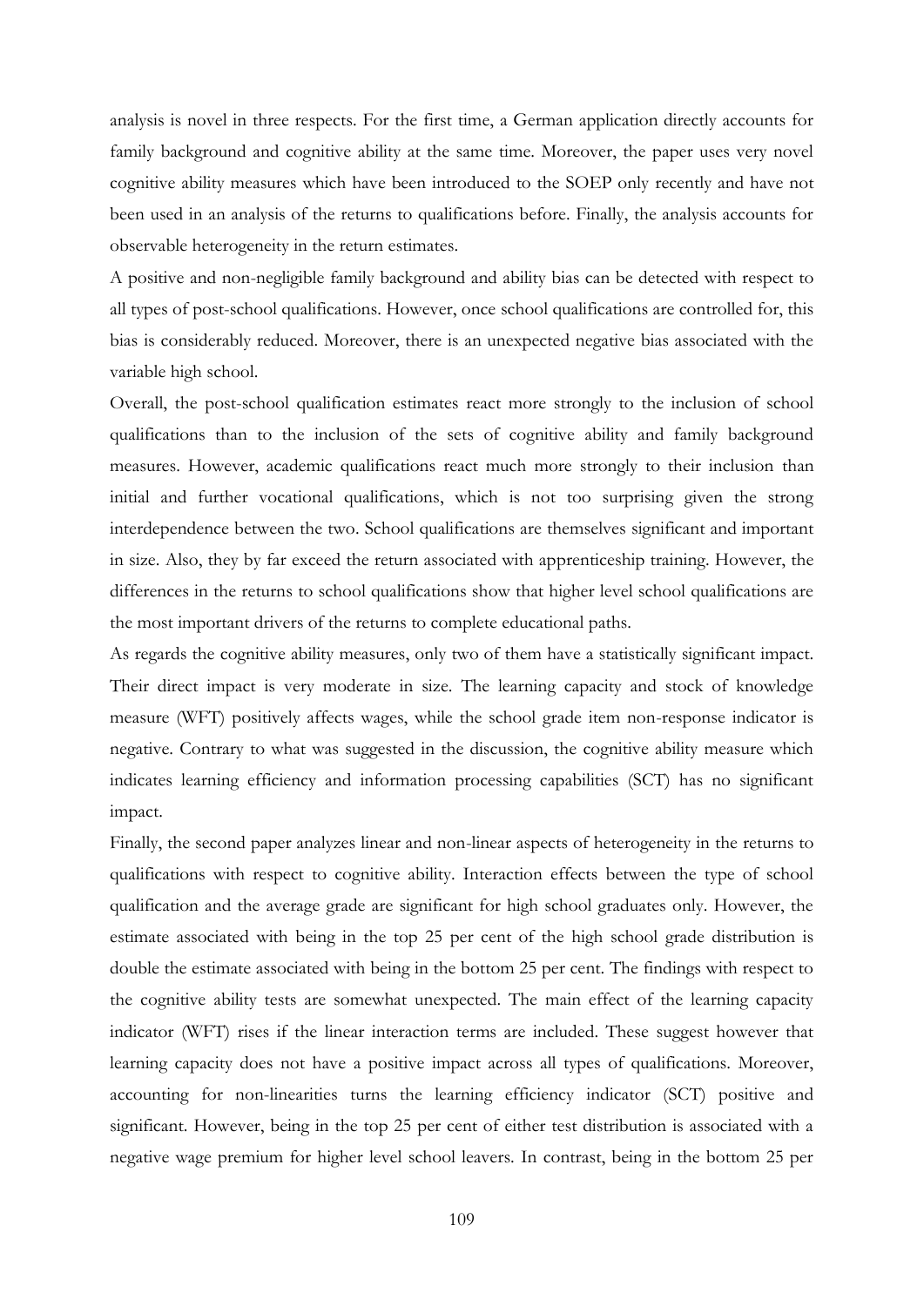analysis is novel in three respects. For the first time, a German application directly accounts for family background and cognitive ability at the same time. Moreover, the paper uses very novel cognitive ability measures which have been introduced to the SOEP only recently and have not been used in an analysis of the returns to qualifications before. Finally, the analysis accounts for observable heterogeneity in the return estimates.

A positive and non-negligible family background and ability bias can be detected with respect to all types of post-school qualifications. However, once school qualifications are controlled for, this bias is considerably reduced. Moreover, there is an unexpected negative bias associated with the variable high school.

Overall, the post-school qualification estimates react more strongly to the inclusion of school qualifications than to the inclusion of the sets of cognitive ability and family background measures. However, academic qualifications react much more strongly to their inclusion than initial and further vocational qualifications, which is not too surprising given the strong interdependence between the two. School qualifications are themselves significant and important in size. Also, they by far exceed the return associated with apprenticeship training. However, the differences in the returns to school qualifications show that higher level school qualifications are the most important drivers of the returns to complete educational paths.

As regards the cognitive ability measures, only two of them have a statistically significant impact. Their direct impact is very moderate in size. The learning capacity and stock of knowledge measure (WFT) positively affects wages, while the school grade item non-response indicator is negative. Contrary to what was suggested in the discussion, the cognitive ability measure which indicates learning efficiency and information processing capabilities (SCT) has no significant impact.

Finally, the second paper analyzes linear and non-linear aspects of heterogeneity in the returns to qualifications with respect to cognitive ability. Interaction effects between the type of school qualification and the average grade are significant for high school graduates only. However, the estimate associated with being in the top 25 per cent of the high school grade distribution is double the estimate associated with being in the bottom 25 per cent. The findings with respect to the cognitive ability tests are somewhat unexpected. The main effect of the learning capacity indicator (WFT) rises if the linear interaction terms are included. These suggest however that learning capacity does not have a positive impact across all types of qualifications. Moreover, accounting for non-linearities turns the learning efficiency indicator (SCT) positive and significant. However, being in the top 25 per cent of either test distribution is associated with a negative wage premium for higher level school leavers. In contrast, being in the bottom 25 per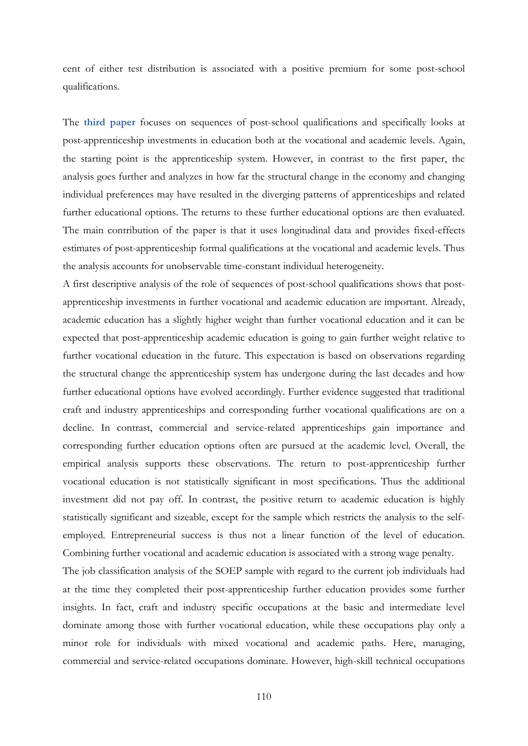cent of either test distribution is associated with a positive premium for some post-school qualifications.

The **third paper** focuses on sequences of post-school qualifications and specifically looks at post-apprenticeship investments in education both at the vocational and academic levels. Again, the starting point is the apprenticeship system. However, in contrast to the first paper, the analysis goes further and analyzes in how far the structural change in the economy and changing individual preferences may have resulted in the diverging patterns of apprenticeships and related further educational options. The returns to these further educational options are then evaluated. The main contribution of the paper is that it uses longitudinal data and provides fixed-effects estimates of post-apprenticeship formal qualifications at the vocational and academic levels. Thus the analysis accounts for unobservable time-constant individual heterogeneity.

A first descriptive analysis of the role of sequences of post-school qualifications shows that post-apprenticeship investments in further vocational and academic education are important. Already, academic education has a slightly higher weight than further vocational education and it can be expected that post-apprenticeship academic education is going to gain further weight relative to further vocational education in the future. This expectation is based on observations regarding the structural change the apprenticeship system has undergone during the last decades and how further educational options have evolved accordingly. Further evidence suggested that traditional craft and industry apprenticeships and corresponding further vocational qualifications are on a decline. In contrast, commercial and service-related apprenticeships gain importance and corresponding further education options often are pursued at the academic level. Overall, the empirical analysis supports these observations. The return to post-apprenticeship further vocational education is not statistically significant in most specifications. Thus the additional investment did not pay off. In contrast, the positive return to academic education is highly statistically significant and sizeable, except for the sample which restricts the analysis to the self-employed. Entrepreneurial success is thus not a linear function of the level of education. Combining further vocational and academic education is associated with a strong wage penalty.

The job classification analysis of the SOEP sample with regard to the current job individuals had at the time they completed their post-apprenticeship further education provides some further insights. In fact, craft and industry specific occupations at the basic and intermediate level dominate among those with further vocational education, while these occupations play only a minor role for individuals with mixed vocational and academic paths. Here, managing, commercial and service-related occupations dominate. However, high-skill technical occupations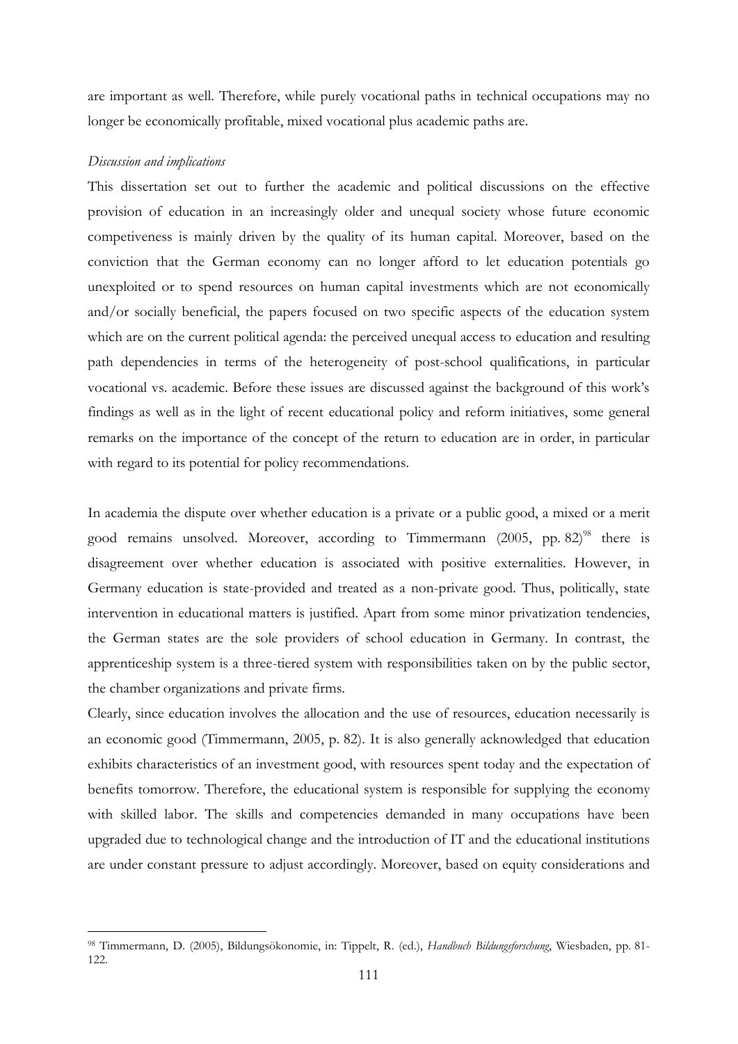are important as well. Therefore, while purely vocational paths in technical occupations may no longer be economically profitable, mixed vocational plus academic paths are.

*Discussion and implications*

This dissertation set out to further the academic and political discussions on the effective provision of education in an increasingly older and unequal society whose future economic competiveness is mainly driven by the quality of its human capital. Moreover, based on the conviction that the German economy can no longer afford to let education potentials go unexploited or to spend resources on human capital investments which are not economically and/or socially beneficial, the papers focused on two specific aspects of the education system which are on the current political agenda: the perceived unequal access to education and resulting path dependencies in terms of the heterogeneity of post-school qualifications, in particular vocational vs. academic. Before these issues are discussed against the background of this work's findings as well as in the light of recent educational policy and reform initiatives, some general remarks on the importance of the concept of the return to education are in order, in particular with regard to its potential for policy recommendations.

In academia the dispute over whether education is a private or a public good, a mixed or a merit good remains unsolved. Moreover, according to Timmermann (2005, pp. 82)[98] there is disagreement over whether education is associated with positive externalities. However, in Germany education is state-provided and treated as a non-private good. Thus, politically, state intervention in educational matters is justified. Apart from some minor privatization tendencies, the German states are the sole providers of school education in Germany. In contrast, the apprenticeship system is a three-tiered system with responsibilities taken on by the public sector, the chamber organizations and private firms.

Clearly, since education involves the allocation and the use of resources, education necessarily is an economic good (Timmermann, 2005, p. 82). It is also generally acknowledged that education exhibits characteristics of an investment good, with resources spent today and the expectation of benefits tomorrow. Therefore, the educational system is responsible for supplying the economy with skilled labor. The skills and competencies demanded in many occupations have been upgraded due to technological change and the introduction of IT and the educational institutions are under constant pressure to adjust accordingly. Moreover, based on equity considerations and

[98] Timmermann, D. (2005), Bildungsökonomie, in: Tippelt, R. (ed.), *Handbuch Bildungsforschung*, Wiesbaden, pp. 81-122.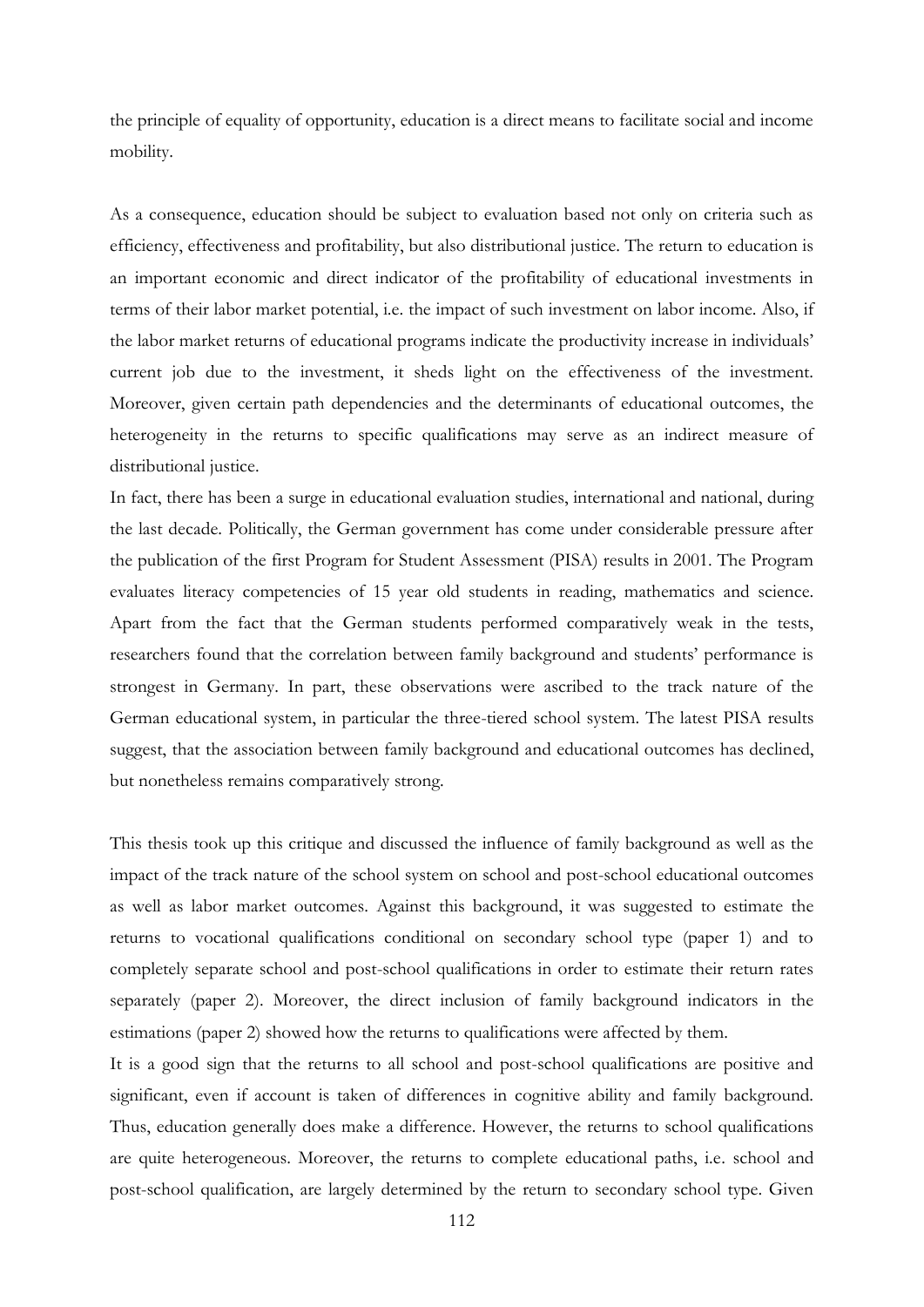the principle of equality of opportunity, education is a direct means to facilitate social and income mobility.

As a consequence, education should be subject to evaluation based not only on criteria such as efficiency, effectiveness and profitability, but also distributional justice. The return to education is an important economic and direct indicator of the profitability of educational investments in terms of their labor market potential, i.e. the impact of such investment on labor income. Also, if the labor market returns of educational programs indicate the productivity increase in individuals' current job due to the investment, it sheds light on the effectiveness of the investment. Moreover, given certain path dependencies and the determinants of educational outcomes, the heterogeneity in the returns to specific qualifications may serve as an indirect measure of distributional justice.

In fact, there has been a surge in educational evaluation studies, international and national, during the last decade. Politically, the German government has come under considerable pressure after the publication of the first Program for Student Assessment (PISA) results in 2001. The Program evaluates literacy competencies of 15 year old students in reading, mathematics and science. Apart from the fact that the German students performed comparatively weak in the tests, researchers found that the correlation between family background and students' performance is strongest in Germany. In part, these observations were ascribed to the track nature of the German educational system, in particular the three-tiered school system. The latest PISA results suggest, that the association between family background and educational outcomes has declined, but nonetheless remains comparatively strong.

This thesis took up this critique and discussed the influence of family background as well as the impact of the track nature of the school system on school and post-school educational outcomes as well as labor market outcomes. Against this background, it was suggested to estimate the returns to vocational qualifications conditional on secondary school type (paper 1) and to completely separate school and post-school qualifications in order to estimate their return rates separately (paper 2). Moreover, the direct inclusion of family background indicators in the estimations (paper 2) showed how the returns to qualifications were affected by them.

It is a good sign that the returns to all school and post-school qualifications are positive and significant, even if account is taken of differences in cognitive ability and family background. Thus, education generally does make a difference. However, the returns to school qualifications are quite heterogeneous. Moreover, the returns to complete educational paths, i.e. school and post-school qualification, are largely determined by the return to secondary school type. Given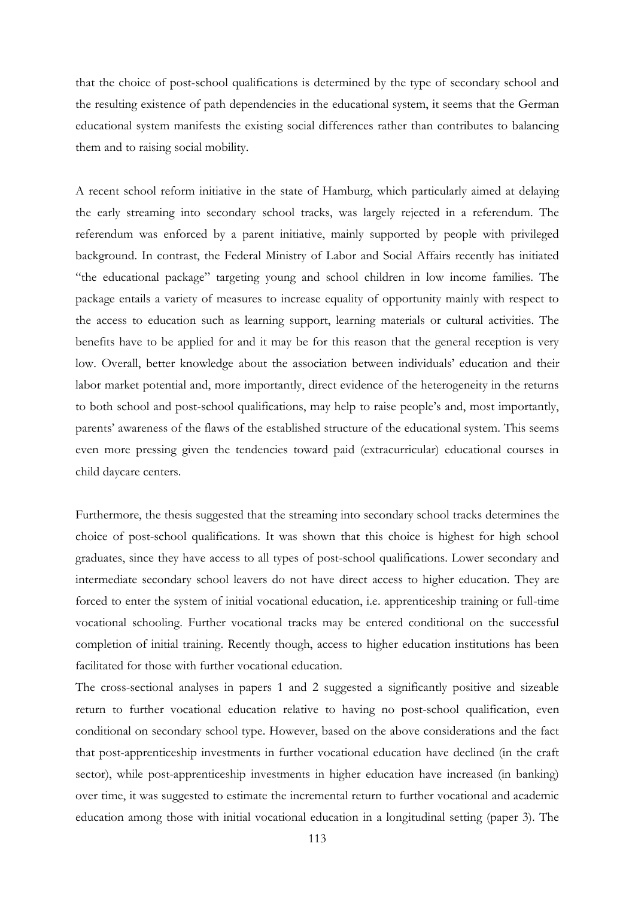that the choice of post-school qualifications is determined by the type of secondary school and the resulting existence of path dependencies in the educational system, it seems that the German educational system manifests the existing social differences rather than contributes to balancing them and to raising social mobility.

A recent school reform initiative in the state of Hamburg, which particularly aimed at delaying the early streaming into secondary school tracks, was largely rejected in a referendum. The referendum was enforced by a parent initiative, mainly supported by people with privileged background. In contrast, the Federal Ministry of Labor and Social Affairs recently has initiated "the educational package" targeting young and school children in low income families. The package entails a variety of measures to increase equality of opportunity mainly with respect to the access to education such as learning support, learning materials or cultural activities. The benefits have to be applied for and it may be for this reason that the general reception is very low. Overall, better knowledge about the association between individuals' education and their labor market potential and, more importantly, direct evidence of the heterogeneity in the returns to both school and post-school qualifications, may help to raise people's and, most importantly, parents' awareness of the flaws of the established structure of the educational system. This seems even more pressing given the tendencies toward paid (extracurricular) educational courses in child daycare centers.

Furthermore, the thesis suggested that the streaming into secondary school tracks determines the choice of post-school qualifications. It was shown that this choice is highest for high school graduates, since they have access to all types of post-school qualifications. Lower secondary and intermediate secondary school leavers do not have direct access to higher education. They are forced to enter the system of initial vocational education, i.e. apprenticeship training or full-time vocational schooling. Further vocational tracks may be entered conditional on the successful completion of initial training. Recently though, access to higher education institutions has been facilitated for those with further vocational education.

The cross-sectional analyses in papers 1 and 2 suggested a significantly positive and sizeable return to further vocational education relative to having no post-school qualification, even conditional on secondary school type. However, based on the above considerations and the fact that post-apprenticeship investments in further vocational education have declined (in the craft sector), while post-apprenticeship investments in higher education have increased (in banking) over time, it was suggested to estimate the incremental return to further vocational and academic education among those with initial vocational education in a longitudinal setting (paper 3). The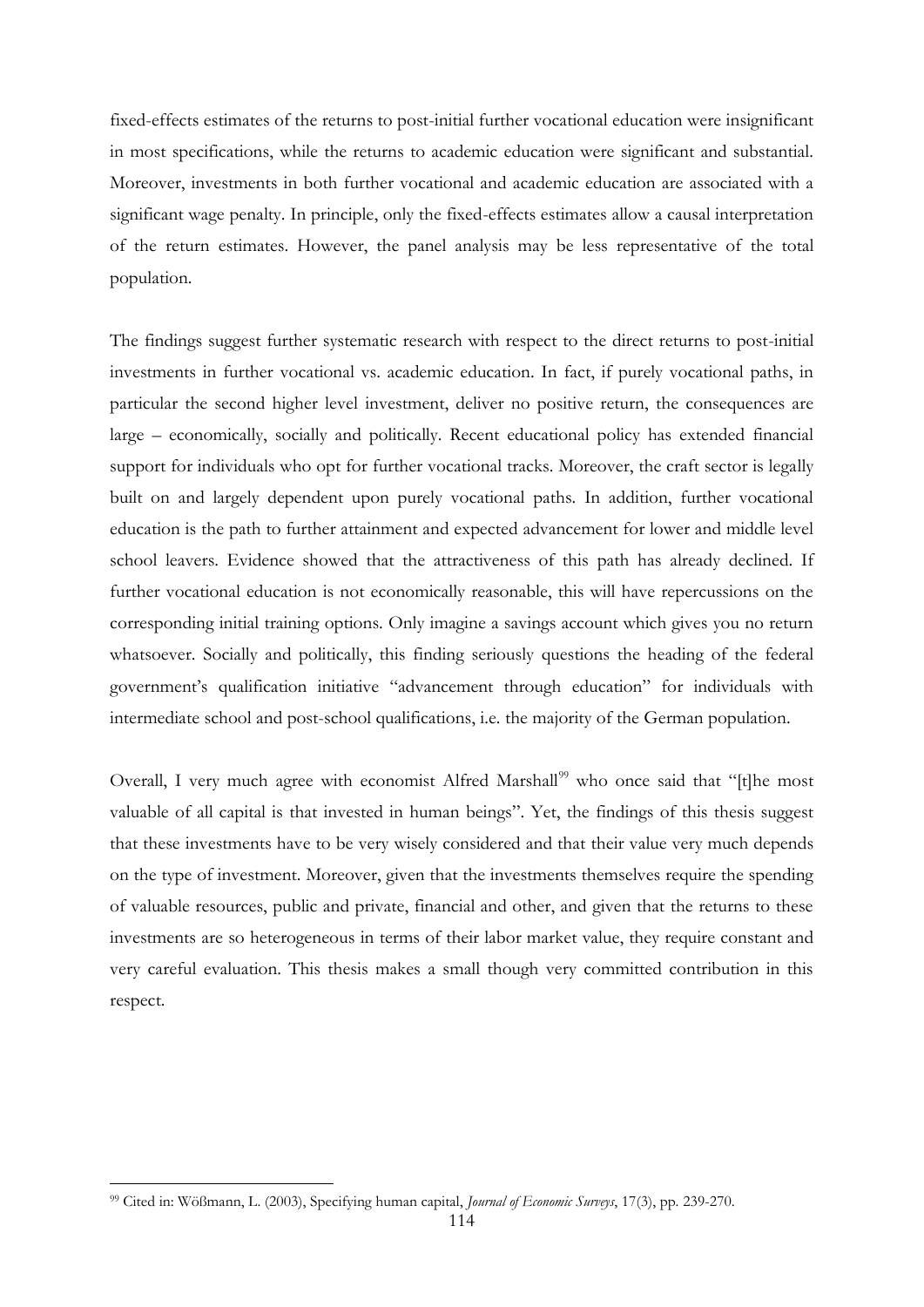fixed-effects estimates of the returns to post-initial further vocational education were insignificant in most specifications, while the returns to academic education were significant and substantial. Moreover, investments in both further vocational and academic education are associated with a significant wage penalty. In principle, only the fixed-effects estimates allow a causal interpretation of the return estimates. However, the panel analysis may be less representative of the total population.

The findings suggest further systematic research with respect to the direct returns to post-initial investments in further vocational vs. academic education. In fact, if purely vocational paths, in particular the second higher level investment, deliver no positive return, the consequences are large – economically, socially and politically. Recent educational policy has extended financial support for individuals who opt for further vocational tracks. Moreover, the craft sector is legally built on and largely dependent upon purely vocational paths. In addition, further vocational education is the path to further attainment and expected advancement for lower and middle level school leavers. Evidence showed that the attractiveness of this path has already declined. If further vocational education is not economically reasonable, this will have repercussions on the corresponding initial training options. Only imagine a savings account which gives you no return whatsoever. Socially and politically, this finding seriously questions the heading of the federal government's qualification initiative "advancement through education" for individuals with intermediate school and post-school qualifications, i.e. the majority of the German population.

Overall, I very much agree with economist Alfred Marshall[99] who once said that "[t]he most valuable of all capital is that invested in human beings". Yet, the findings of this thesis suggest that these investments have to be very wisely considered and that their value very much depends on the type of investment. Moreover, given that the investments themselves require the spending of valuable resources, public and private, financial and other, and given that the returns to these investments are so heterogeneous in terms of their labor market value, they require constant and very careful evaluation. This thesis makes a small though very committed contribution in this respect.

---

[99] Cited in: Wößmann, L. (2003), Specifying human capital, *Journal of Economic Surveys*, 17(3), pp. 239-270.